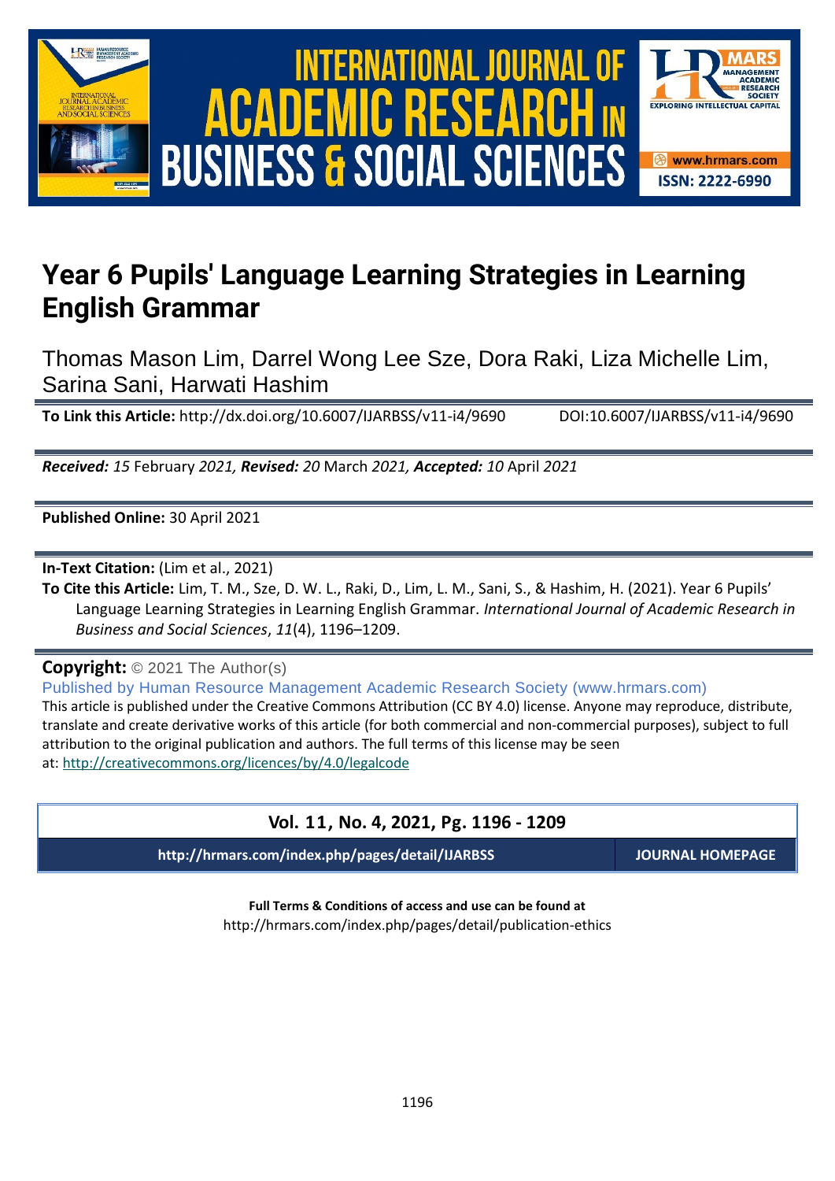# Year 6 Pupils' Language Learning Strategies in Learning English Grammar

Thomas Mason Lim, Darrel Wong Lee Sze, Dora Raki, Liza Michelle Lim, Sarina Sani, Harwati Hashim

**To Link this Article:** http://dx.doi.org/10.6007/IJARBSS/v11-i4/9690 DOI:10.6007/IJARBSS/v11-i4/9690

***Received:*** *15* February *2021,* ***Revised:*** *20* March *2021,* ***Accepted:*** *10* April *2021*

**Published Online:** 30 April 2021

**In-Text Citation:** (Lim et al., 2021)

**To Cite this Article:** Lim, T. M., Sze, D. W. L., Raki, D., Lim, L. M., Sani, S., & Hashim, H. (2021). Year 6 Pupils' Language Learning Strategies in Learning English Grammar. *International Journal of Academic Research in Business and Social Sciences*, *11*(4), 1196–1209.

**Copyright:** © 2021 The Author(s)

Published by Human Resource Management Academic Research Society (www.hrmars.com)

This article is published under the Creative Commons Attribution (CC BY 4.0) license. Anyone may reproduce, distribute, translate and create derivative works of this article (for both commercial and non-commercial purposes), subject to full attribution to the original publication and authors. The full terms of this license may be seen at: http://creativecommons.org/licences/by/4.0/legalcode

**Vol. 11, No. 4, 2021, Pg. 1196 - 1209**

**http://hrmars.com/index.php/pages/detail/IJARBSS** **JOURNAL HOMEPAGE**

**Full Terms & Conditions of access and use can be found at**

http://hrmars.com/index.php/pages/detail/publication-ethics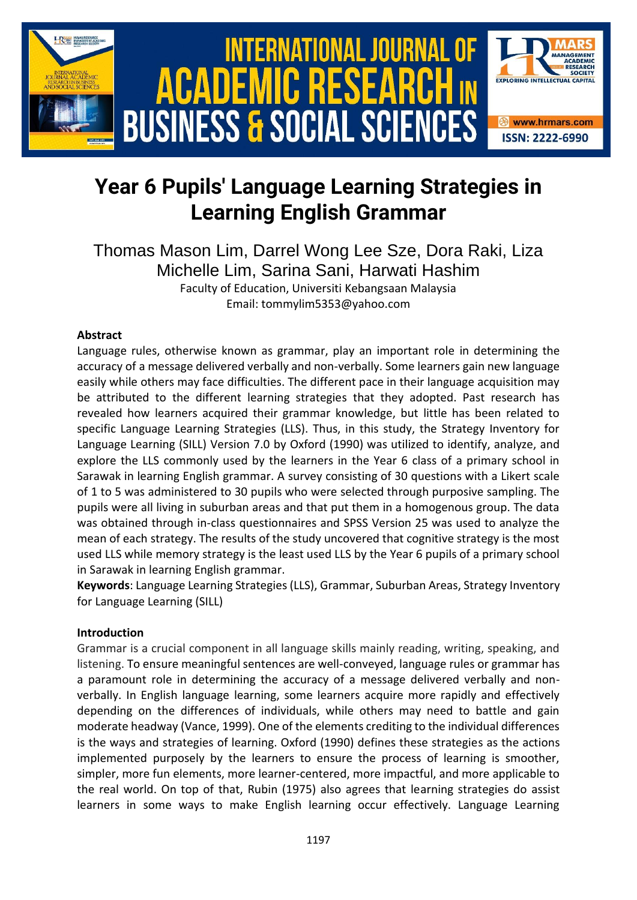# Year 6 Pupils' Language Learning Strategies in Learning English Grammar

Thomas Mason Lim, Darrel Wong Lee Sze, Dora Raki, Liza Michelle Lim, Sarina Sani, Harwati Hashim

Faculty of Education, Universiti Kebangsaan Malaysia
Email: tommylim5353@yahoo.com

### Abstract

Language rules, otherwise known as grammar, play an important role in determining the accuracy of a message delivered verbally and non-verbally. Some learners gain new language easily while others may face difficulties. The different pace in their language acquisition may be attributed to the different learning strategies that they adopted. Past research has revealed how learners acquired their grammar knowledge, but little has been related to specific Language Learning Strategies (LLS). Thus, in this study, the Strategy Inventory for Language Learning (SILL) Version 7.0 by Oxford (1990) was utilized to identify, analyze, and explore the LLS commonly used by the learners in the Year 6 class of a primary school in Sarawak in learning English grammar. A survey consisting of 30 questions with a Likert scale of 1 to 5 was administered to 30 pupils who were selected through purposive sampling. The pupils were all living in suburban areas and that put them in a homogenous group. The data was obtained through in-class questionnaires and SPSS Version 25 was used to analyze the mean of each strategy. The results of the study uncovered that cognitive strategy is the most used LLS while memory strategy is the least used LLS by the Year 6 pupils of a primary school in Sarawak in learning English grammar.

**Keywords**: Language Learning Strategies (LLS), Grammar, Suburban Areas, Strategy Inventory for Language Learning (SILL)

### Introduction

Grammar is a crucial component in all language skills mainly reading, writing, speaking, and listening. To ensure meaningful sentences are well-conveyed, language rules or grammar has a paramount role in determining the accuracy of a message delivered verbally and non-verbally. In English language learning, some learners acquire more rapidly and effectively depending on the differences of individuals, while others may need to battle and gain moderate headway (Vance, 1999). One of the elements crediting to the individual differences is the ways and strategies of learning. Oxford (1990) defines these strategies as the actions implemented purposely by the learners to ensure the process of learning is smoother, simpler, more fun elements, more learner-centered, more impactful, and more applicable to the real world. On top of that, Rubin (1975) also agrees that learning strategies do assist learners in some ways to make English learning occur effectively. Language Learning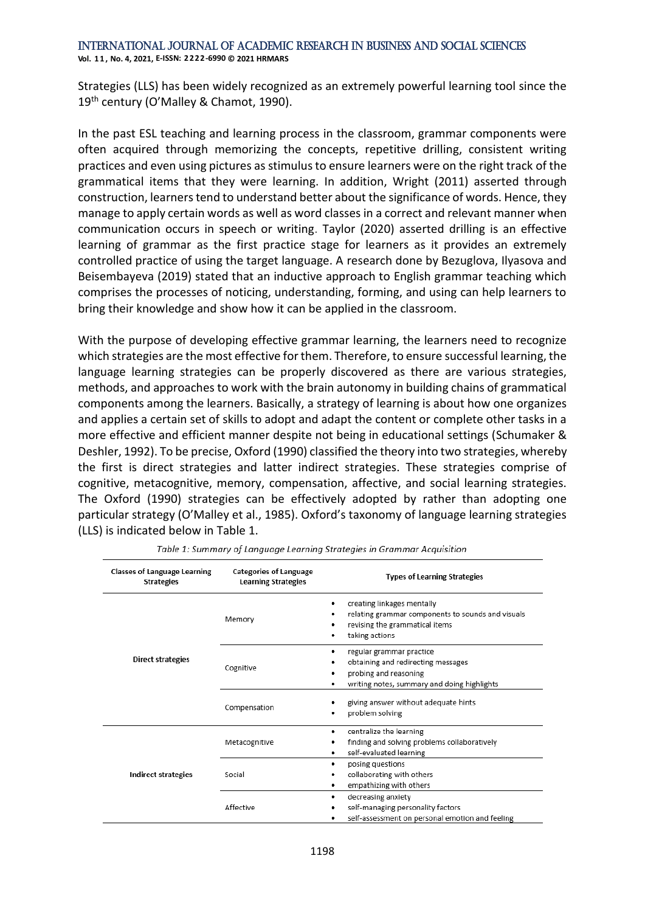Strategies (LLS) has been widely recognized as an extremely powerful learning tool since the 19th century (O'Malley & Chamot, 1990).

In the past ESL teaching and learning process in the classroom, grammar components were often acquired through memorizing the concepts, repetitive drilling, consistent writing practices and even using pictures as stimulus to ensure learners were on the right track of the grammatical items that they were learning. In addition, Wright (2011) asserted through construction, learners tend to understand better about the significance of words. Hence, they manage to apply certain words as well as word classes in a correct and relevant manner when communication occurs in speech or writing. Taylor (2020) asserted drilling is an effective learning of grammar as the first practice stage for learners as it provides an extremely controlled practice of using the target language. A research done by Bezuglova, Ilyasova and Beisembayeva (2019) stated that an inductive approach to English grammar teaching which comprises the processes of noticing, understanding, forming, and using can help learners to bring their knowledge and show how it can be applied in the classroom.

With the purpose of developing effective grammar learning, the learners need to recognize which strategies are the most effective for them. Therefore, to ensure successful learning, the language learning strategies can be properly discovered as there are various strategies, methods, and approaches to work with the brain autonomy in building chains of grammatical components among the learners. Basically, a strategy of learning is about how one organizes and applies a certain set of skills to adopt and adapt the content or complete other tasks in a more effective and efficient manner despite not being in educational settings (Schumaker & Deshler, 1992). To be precise, Oxford (1990) classified the theory into two strategies, whereby the first is direct strategies and latter indirect strategies. These strategies comprise of cognitive, metacognitive, memory, compensation, affective, and social learning strategies. The Oxford (1990) strategies can be effectively adopted by rather than adopting one particular strategy (O'Malley et al., 1985). Oxford's taxonomy of language learning strategies (LLS) is indicated below in Table 1.

*Table 1: Summary of Language Learning Strategies in Grammar Acquisition*

| Classes of Language Learning Strategies | Categories of Language Learning Strategies | Types of Learning Strategies |
|---|---|---|
| Direct strategies | Memory | • creating linkages mentally<br>• relating grammar components to sounds and visuals<br>• revising the grammatical items<br>• taking actions |
| | Cognitive | • regular grammar practice<br>• obtaining and redirecting messages<br>• probing and reasoning<br>• writing notes, summary and doing highlights |
| | Compensation | • giving answer without adequate hints<br>• problem solving |
| Indirect strategies | Metacognitive | • centralize the learning<br>• finding and solving problems collaboratively<br>• self-evaluated learning |
| | Social | • posing questions<br>• collaborating with others<br>• empathizing with others |
| | Affective | • decreasing anxiety<br>• self-managing personality factors<br>• self-assessment on personal emotion and feeling |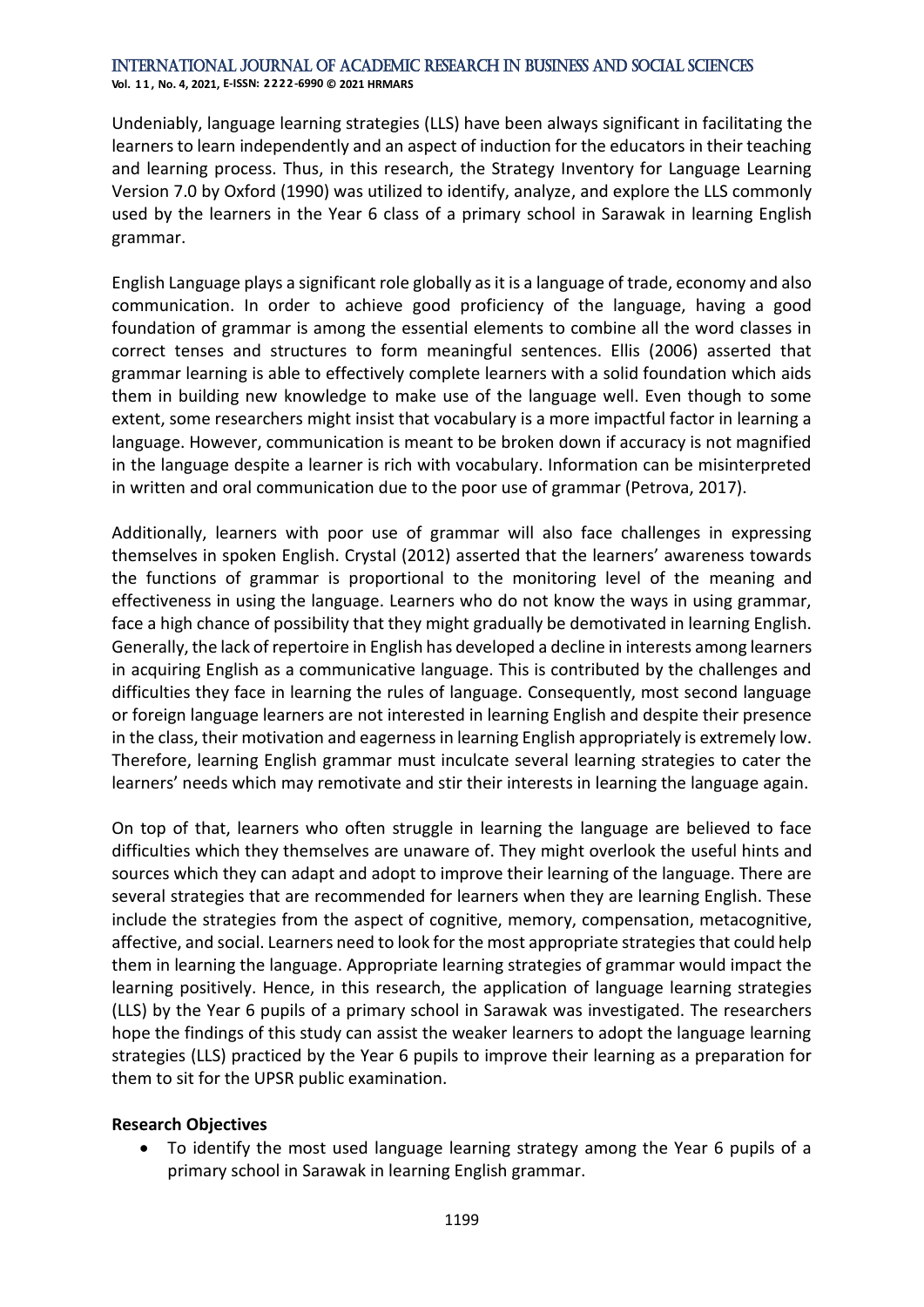Undeniably, language learning strategies (LLS) have been always significant in facilitating the learners to learn independently and an aspect of induction for the educators in their teaching and learning process. Thus, in this research, the Strategy Inventory for Language Learning Version 7.0 by Oxford (1990) was utilized to identify, analyze, and explore the LLS commonly used by the learners in the Year 6 class of a primary school in Sarawak in learning English grammar.

English Language plays a significant role globally as it is a language of trade, economy and also communication. In order to achieve good proficiency of the language, having a good foundation of grammar is among the essential elements to combine all the word classes in correct tenses and structures to form meaningful sentences. Ellis (2006) asserted that grammar learning is able to effectively complete learners with a solid foundation which aids them in building new knowledge to make use of the language well. Even though to some extent, some researchers might insist that vocabulary is a more impactful factor in learning a language. However, communication is meant to be broken down if accuracy is not magnified in the language despite a learner is rich with vocabulary. Information can be misinterpreted in written and oral communication due to the poor use of grammar (Petrova, 2017).

Additionally, learners with poor use of grammar will also face challenges in expressing themselves in spoken English. Crystal (2012) asserted that the learners' awareness towards the functions of grammar is proportional to the monitoring level of the meaning and effectiveness in using the language. Learners who do not know the ways in using grammar, face a high chance of possibility that they might gradually be demotivated in learning English. Generally, the lack of repertoire in English has developed a decline in interests among learners in acquiring English as a communicative language. This is contributed by the challenges and difficulties they face in learning the rules of language. Consequently, most second language or foreign language learners are not interested in learning English and despite their presence in the class, their motivation and eagerness in learning English appropriately is extremely low. Therefore, learning English grammar must inculcate several learning strategies to cater the learners' needs which may remotivate and stir their interests in learning the language again.

On top of that, learners who often struggle in learning the language are believed to face difficulties which they themselves are unaware of. They might overlook the useful hints and sources which they can adapt and adopt to improve their learning of the language. There are several strategies that are recommended for learners when they are learning English. These include the strategies from the aspect of cognitive, memory, compensation, metacognitive, affective, and social. Learners need to look for the most appropriate strategies that could help them in learning the language. Appropriate learning strategies of grammar would impact the learning positively. Hence, in this research, the application of language learning strategies (LLS) by the Year 6 pupils of a primary school in Sarawak was investigated. The researchers hope the findings of this study can assist the weaker learners to adopt the language learning strategies (LLS) practiced by the Year 6 pupils to improve their learning as a preparation for them to sit for the UPSR public examination.

**Research Objectives**

- To identify the most used language learning strategy among the Year 6 pupils of a primary school in Sarawak in learning English grammar.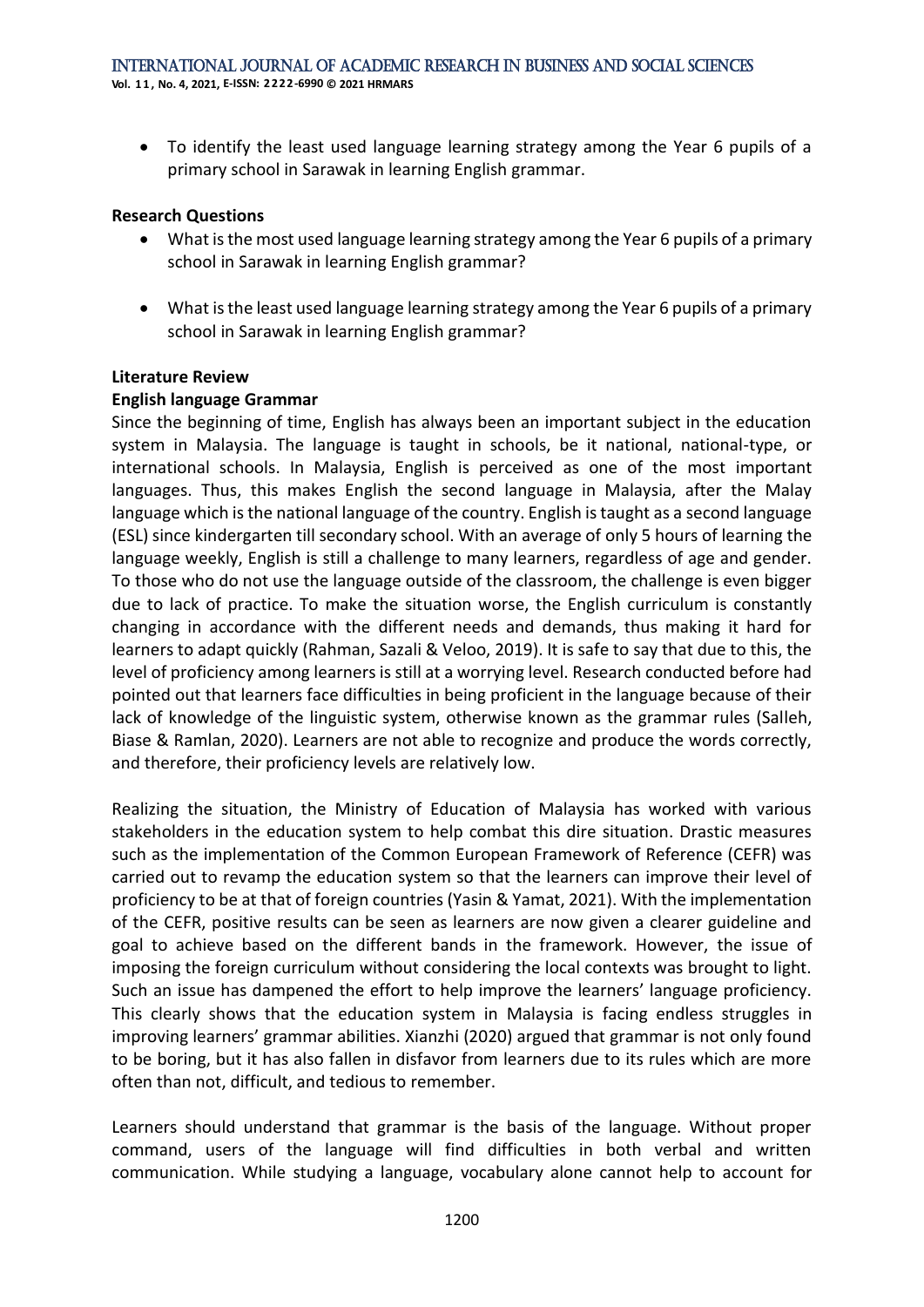- To identify the least used language learning strategy among the Year 6 pupils of a primary school in Sarawak in learning English grammar.

**Research Questions**

- What is the most used language learning strategy among the Year 6 pupils of a primary school in Sarawak in learning English grammar?
- What is the least used language learning strategy among the Year 6 pupils of a primary school in Sarawak in learning English grammar?

**Literature Review**

**English language Grammar**

Since the beginning of time, English has always been an important subject in the education system in Malaysia. The language is taught in schools, be it national, national-type, or international schools. In Malaysia, English is perceived as one of the most important languages. Thus, this makes English the second language in Malaysia, after the Malay language which is the national language of the country. English is taught as a second language (ESL) since kindergarten till secondary school. With an average of only 5 hours of learning the language weekly, English is still a challenge to many learners, regardless of age and gender. To those who do not use the language outside of the classroom, the challenge is even bigger due to lack of practice. To make the situation worse, the English curriculum is constantly changing in accordance with the different needs and demands, thus making it hard for learners to adapt quickly (Rahman, Sazali & Veloo, 2019). It is safe to say that due to this, the level of proficiency among learners is still at a worrying level. Research conducted before had pointed out that learners face difficulties in being proficient in the language because of their lack of knowledge of the linguistic system, otherwise known as the grammar rules (Salleh, Biase & Ramlan, 2020). Learners are not able to recognize and produce the words correctly, and therefore, their proficiency levels are relatively low.

Realizing the situation, the Ministry of Education of Malaysia has worked with various stakeholders in the education system to help combat this dire situation. Drastic measures such as the implementation of the Common European Framework of Reference (CEFR) was carried out to revamp the education system so that the learners can improve their level of proficiency to be at that of foreign countries (Yasin & Yamat, 2021). With the implementation of the CEFR, positive results can be seen as learners are now given a clearer guideline and goal to achieve based on the different bands in the framework. However, the issue of imposing the foreign curriculum without considering the local contexts was brought to light. Such an issue has dampened the effort to help improve the learners' language proficiency. This clearly shows that the education system in Malaysia is facing endless struggles in improving learners' grammar abilities. Xianzhi (2020) argued that grammar is not only found to be boring, but it has also fallen in disfavor from learners due to its rules which are more often than not, difficult, and tedious to remember.

Learners should understand that grammar is the basis of the language. Without proper command, users of the language will find difficulties in both verbal and written communication. While studying a language, vocabulary alone cannot help to account for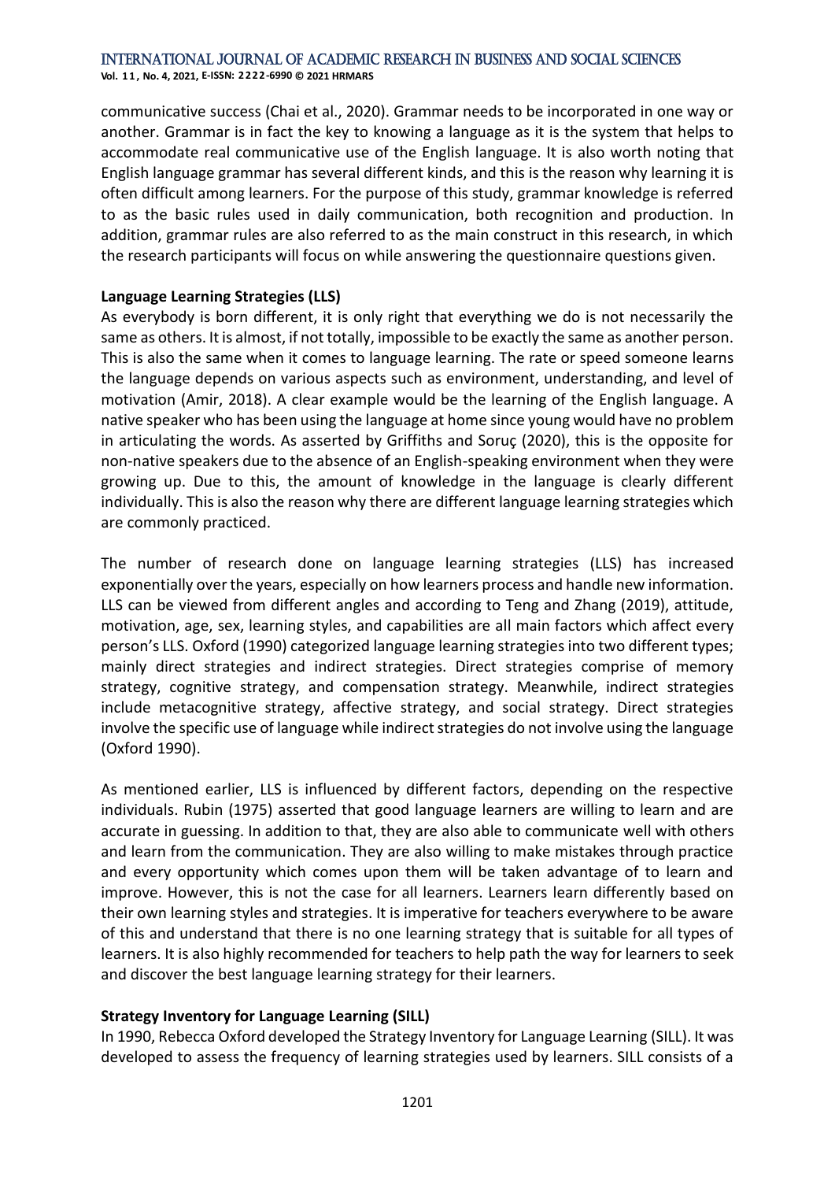communicative success (Chai et al., 2020). Grammar needs to be incorporated in one way or another. Grammar is in fact the key to knowing a language as it is the system that helps to accommodate real communicative use of the English language. It is also worth noting that English language grammar has several different kinds, and this is the reason why learning it is often difficult among learners. For the purpose of this study, grammar knowledge is referred to as the basic rules used in daily communication, both recognition and production. In addition, grammar rules are also referred to as the main construct in this research, in which the research participants will focus on while answering the questionnaire questions given.

**Language Learning Strategies (LLS)**

As everybody is born different, it is only right that everything we do is not necessarily the same as others. It is almost, if not totally, impossible to be exactly the same as another person. This is also the same when it comes to language learning. The rate or speed someone learns the language depends on various aspects such as environment, understanding, and level of motivation (Amir, 2018). A clear example would be the learning of the English language. A native speaker who has been using the language at home since young would have no problem in articulating the words. As asserted by Griffiths and Soruç (2020), this is the opposite for non-native speakers due to the absence of an English-speaking environment when they were growing up. Due to this, the amount of knowledge in the language is clearly different individually. This is also the reason why there are different language learning strategies which are commonly practiced.

The number of research done on language learning strategies (LLS) has increased exponentially over the years, especially on how learners process and handle new information. LLS can be viewed from different angles and according to Teng and Zhang (2019), attitude, motivation, age, sex, learning styles, and capabilities are all main factors which affect every person's LLS. Oxford (1990) categorized language learning strategies into two different types; mainly direct strategies and indirect strategies. Direct strategies comprise of memory strategy, cognitive strategy, and compensation strategy. Meanwhile, indirect strategies include metacognitive strategy, affective strategy, and social strategy. Direct strategies involve the specific use of language while indirect strategies do not involve using the language (Oxford 1990).

As mentioned earlier, LLS is influenced by different factors, depending on the respective individuals. Rubin (1975) asserted that good language learners are willing to learn and are accurate in guessing. In addition to that, they are also able to communicate well with others and learn from the communication. They are also willing to make mistakes through practice and every opportunity which comes upon them will be taken advantage of to learn and improve. However, this is not the case for all learners. Learners learn differently based on their own learning styles and strategies. It is imperative for teachers everywhere to be aware of this and understand that there is no one learning strategy that is suitable for all types of learners. It is also highly recommended for teachers to help path the way for learners to seek and discover the best language learning strategy for their learners.

**Strategy Inventory for Language Learning (SILL)**

In 1990, Rebecca Oxford developed the Strategy Inventory for Language Learning (SILL). It was developed to assess the frequency of learning strategies used by learners. SILL consists of a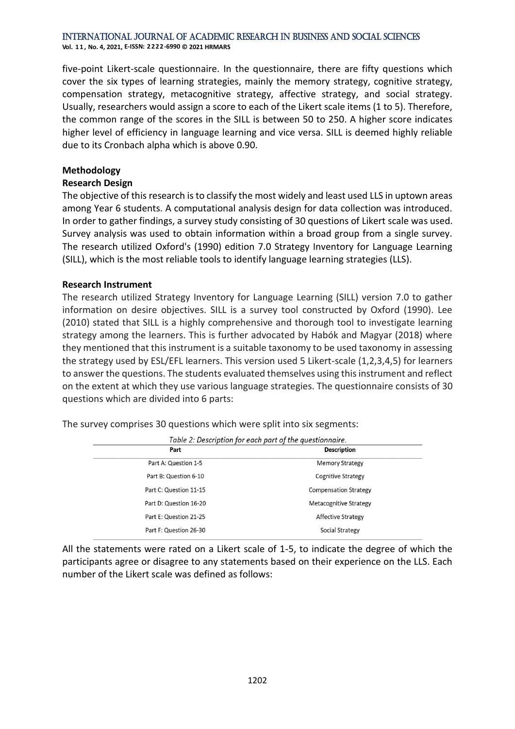five-point Likert-scale questionnaire. In the questionnaire, there are fifty questions which cover the six types of learning strategies, mainly the memory strategy, cognitive strategy, compensation strategy, metacognitive strategy, affective strategy, and social strategy. Usually, researchers would assign a score to each of the Likert scale items (1 to 5). Therefore, the common range of the scores in the SILL is between 50 to 250. A higher score indicates higher level of efficiency in language learning and vice versa. SILL is deemed highly reliable due to its Cronbach alpha which is above 0.90.

## Methodology

### Research Design

The objective of this research is to classify the most widely and least used LLS in uptown areas among Year 6 students. A computational analysis design for data collection was introduced. In order to gather findings, a survey study consisting of 30 questions of Likert scale was used. Survey analysis was used to obtain information within a broad group from a single survey. The research utilized Oxford's (1990) edition 7.0 Strategy Inventory for Language Learning (SILL), which is the most reliable tools to identify language learning strategies (LLS).

### Research Instrument

The research utilized Strategy Inventory for Language Learning (SILL) version 7.0 to gather information on desire objectives. SILL is a survey tool constructed by Oxford (1990). Lee (2010) stated that SILL is a highly comprehensive and thorough tool to investigate learning strategy among the learners. This is further advocated by Habók and Magyar (2018) where they mentioned that this instrument is a suitable taxonomy to be used taxonomy in assessing the strategy used by ESL/EFL learners. This version used 5 Likert-scale (1,2,3,4,5) for learners to answer the questions. The students evaluated themselves using this instrument and reflect on the extent at which they use various language strategies. The questionnaire consists of 30 questions which are divided into 6 parts:

The survey comprises 30 questions which were split into six segments:

*Table 2: Description for each part of the questionnaire.*

| Part | Description |
|---|---|
| Part A: Question 1-5 | Memory Strategy |
| Part B: Question 6-10 | Cognitive Strategy |
| Part C: Question 11-15 | Compensation Strategy |
| Part D: Question 16-20 | Metacognitive Strategy |
| Part E: Question 21-25 | Affective Strategy |
| Part F: Question 26-30 | Social Strategy |

All the statements were rated on a Likert scale of 1-5, to indicate the degree of which the participants agree or disagree to any statements based on their experience on the LLS. Each number of the Likert scale was defined as follows: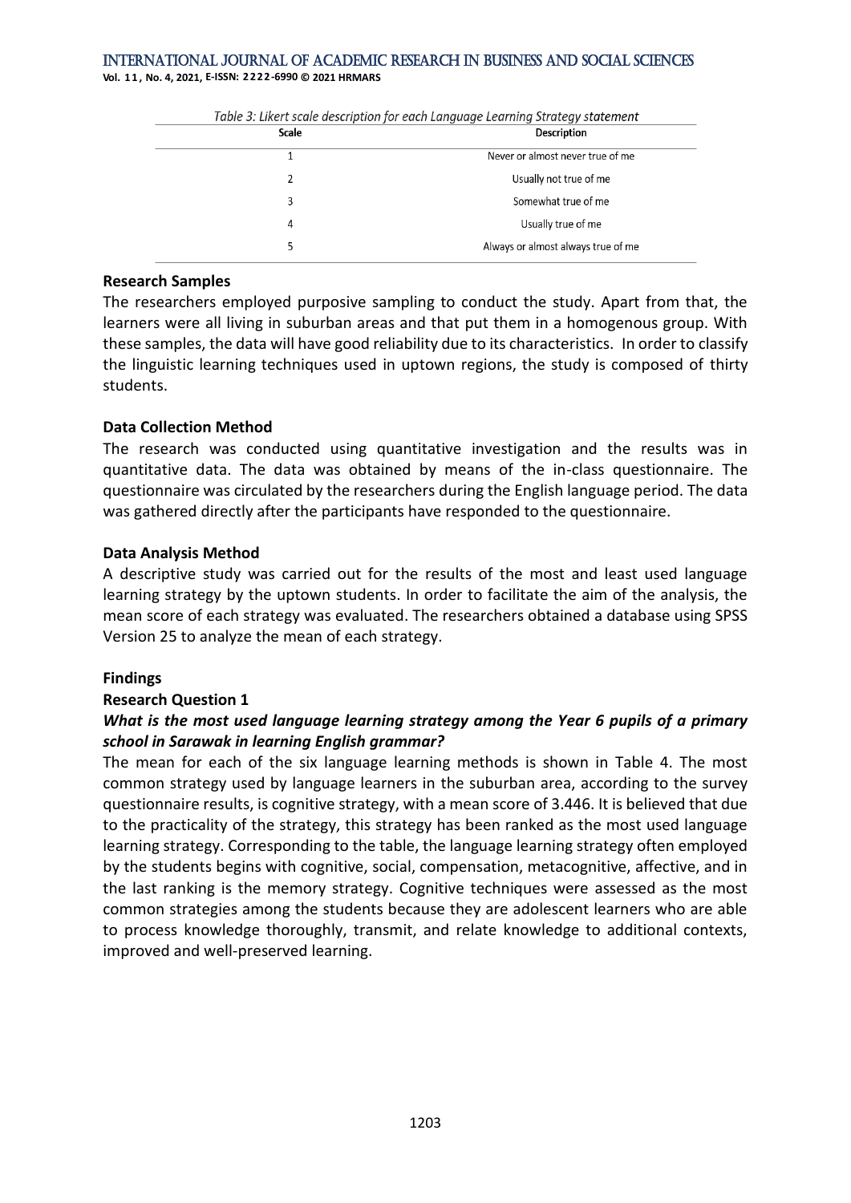Table 3: Likert scale description for each Language Learning Strategy statement

| Scale | Description |
|---|---|
| 1 | Never or almost never true of me |
| 2 | Usually not true of me |
| 3 | Somewhat true of me |
| 4 | Usually true of me |
| 5 | Always or almost always true of me |

**Research Samples**

The researchers employed purposive sampling to conduct the study. Apart from that, the learners were all living in suburban areas and that put them in a homogenous group. With these samples, the data will have good reliability due to its characteristics. In order to classify the linguistic learning techniques used in uptown regions, the study is composed of thirty students.

**Data Collection Method**

The research was conducted using quantitative investigation and the results was in quantitative data. The data was obtained by means of the in-class questionnaire. The questionnaire was circulated by the researchers during the English language period. The data was gathered directly after the participants have responded to the questionnaire.

**Data Analysis Method**

A descriptive study was carried out for the results of the most and least used language learning strategy by the uptown students. In order to facilitate the aim of the analysis, the mean score of each strategy was evaluated. The researchers obtained a database using SPSS Version 25 to analyze the mean of each strategy.

**Findings**

**Research Question 1**

***What is the most used language learning strategy among the Year 6 pupils of a primary school in Sarawak in learning English grammar?***

The mean for each of the six language learning methods is shown in Table 4. The most common strategy used by language learners in the suburban area, according to the survey questionnaire results, is cognitive strategy, with a mean score of 3.446. It is believed that due to the practicality of the strategy, this strategy has been ranked as the most used language learning strategy. Corresponding to the table, the language learning strategy often employed by the students begins with cognitive, social, compensation, metacognitive, affective, and in the last ranking is the memory strategy. Cognitive techniques were assessed as the most common strategies among the students because they are adolescent learners who are able to process knowledge thoroughly, transmit, and relate knowledge to additional contexts, improved and well-preserved learning.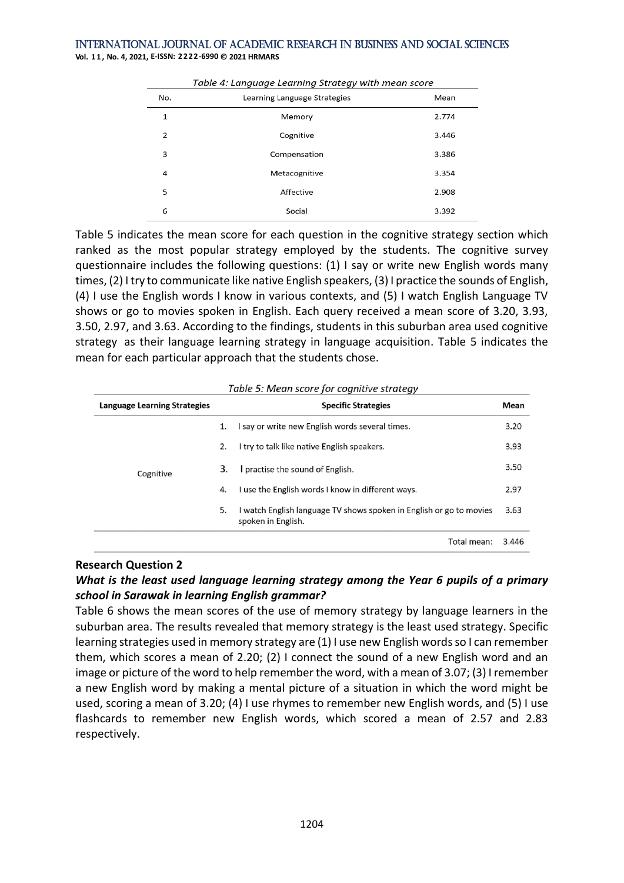Table 4: Language Learning Strategy with mean score

| No. | Learning Language Strategies | Mean |
|---|---|---|
| 1 | Memory | 2.774 |
| 2 | Cognitive | 3.446 |
| 3 | Compensation | 3.386 |
| 4 | Metacognitive | 3.354 |
| 5 | Affective | 2.908 |
| 6 | Social | 3.392 |

Table 5 indicates the mean score for each question in the cognitive strategy section which ranked as the most popular strategy employed by the students. The cognitive survey questionnaire includes the following questions: (1) I say or write new English words many times, (2) I try to communicate like native English speakers, (3) I practice the sounds of English, (4) I use the English words I know in various contexts, and (5) I watch English Language TV shows or go to movies spoken in English. Each query received a mean score of 3.20, 3.93, 3.50, 2.97, and 3.63. According to the findings, students in this suburban area used cognitive strategy as their language learning strategy in language acquisition. Table 5 indicates the mean for each particular approach that the students chose.

Table 5: Mean score for cognitive strategy

| Language Learning Strategies | Specific Strategies | Mean |
|---|---|---|
| Cognitive | 1. I say or write new English words several times. | 3.20 |
| | 2. I try to talk like native English speakers. | 3.93 |
| | 3. I practise the sound of English. | 3.50 |
| | 4. I use the English words I know in different ways. | 2.97 |
| | 5. I watch English language TV shows spoken in English or go to movies spoken in English. | 3.63 |
| | Total mean: | 3.446 |

**Research Question 2**

***What is the least used language learning strategy among the Year 6 pupils of a primary school in Sarawak in learning English grammar?***

Table 6 shows the mean scores of the use of memory strategy by language learners in the suburban area. The results revealed that memory strategy is the least used strategy. Specific learning strategies used in memory strategy are (1) I use new English words so I can remember them, which scores a mean of 2.20; (2) I connect the sound of a new English word and an image or picture of the word to help remember the word, with a mean of 3.07; (3) I remember a new English word by making a mental picture of a situation in which the word might be used, scoring a mean of 3.20; (4) I use rhymes to remember new English words, and (5) I use flashcards to remember new English words, which scored a mean of 2.57 and 2.83 respectively.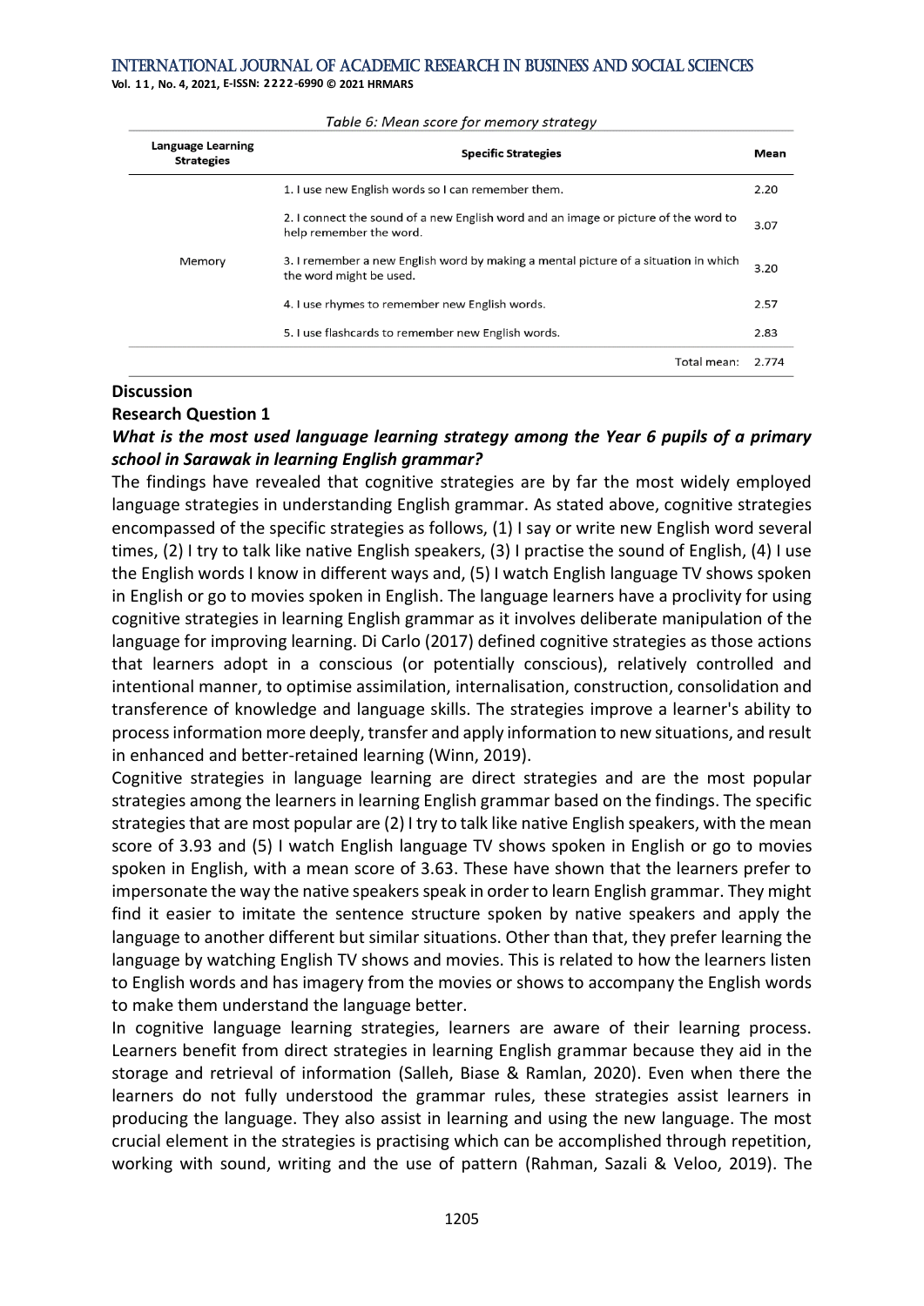Table 6: Mean score for memory strategy

| Language Learning Strategies | Specific Strategies | Mean |
|---|---|---|
| Memory | 1. I use new English words so I can remember them. | 2.20 |
| | 2. I connect the sound of a new English word and an image or picture of the word to help remember the word. | 3.07 |
| | 3. I remember a new English word by making a mental picture of a situation in which the word might be used. | 3.20 |
| | 4. I use rhymes to remember new English words. | 2.57 |
| | 5. I use flashcards to remember new English words. | 2.83 |
| | Total mean: | 2.774 |

## Discussion

### Research Question 1

***What is the most used language learning strategy among the Year 6 pupils of a primary school in Sarawak in learning English grammar?***

The findings have revealed that cognitive strategies are by far the most widely employed language strategies in understanding English grammar. As stated above, cognitive strategies encompassed of the specific strategies as follows, (1) I say or write new English word several times, (2) I try to talk like native English speakers, (3) I practise the sound of English, (4) I use the English words I know in different ways and, (5) I watch English language TV shows spoken in English or go to movies spoken in English. The language learners have a proclivity for using cognitive strategies in learning English grammar as it involves deliberate manipulation of the language for improving learning. Di Carlo (2017) defined cognitive strategies as those actions that learners adopt in a conscious (or potentially conscious), relatively controlled and intentional manner, to optimise assimilation, internalisation, construction, consolidation and transference of knowledge and language skills. The strategies improve a learner's ability to process information more deeply, transfer and apply information to new situations, and result in enhanced and better-retained learning (Winn, 2019).

Cognitive strategies in language learning are direct strategies and are the most popular strategies among the learners in learning English grammar based on the findings. The specific strategies that are most popular are (2) I try to talk like native English speakers, with the mean score of 3.93 and (5) I watch English language TV shows spoken in English or go to movies spoken in English, with a mean score of 3.63. These have shown that the learners prefer to impersonate the way the native speakers speak in order to learn English grammar. They might find it easier to imitate the sentence structure spoken by native speakers and apply the language to another different but similar situations. Other than that, they prefer learning the language by watching English TV shows and movies. This is related to how the learners listen to English words and has imagery from the movies or shows to accompany the English words to make them understand the language better.

In cognitive language learning strategies, learners are aware of their learning process. Learners benefit from direct strategies in learning English grammar because they aid in the storage and retrieval of information (Salleh, Biase & Ramlan, 2020). Even when there the learners do not fully understood the grammar rules, these strategies assist learners in producing the language. They also assist in learning and using the new language. The most crucial element in the strategies is practising which can be accomplished through repetition, working with sound, writing and the use of pattern (Rahman, Sazali & Veloo, 2019). The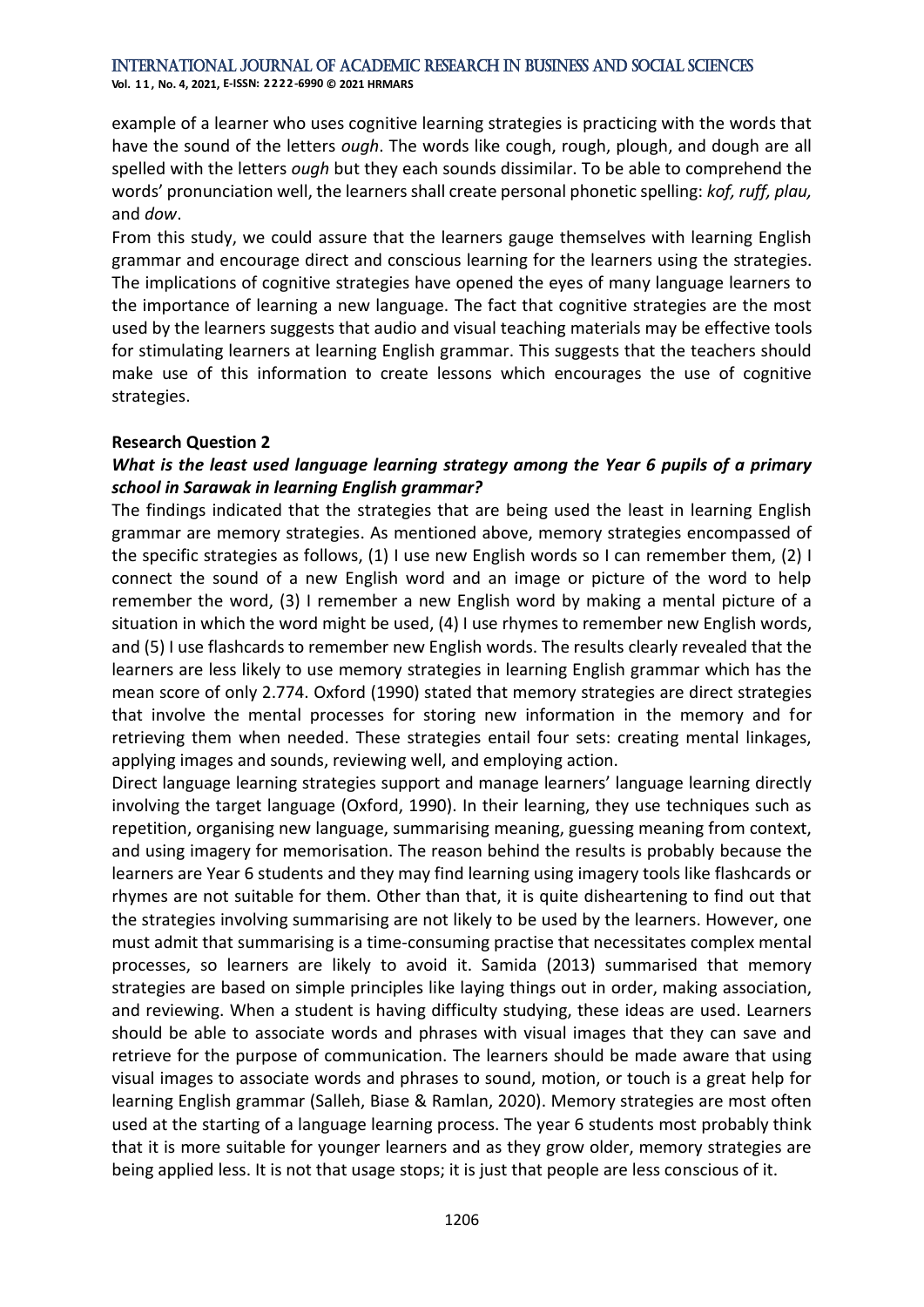example of a learner who uses cognitive learning strategies is practicing with the words that have the sound of the letters *ough*. The words like cough, rough, plough, and dough are all spelled with the letters *ough* but they each sounds dissimilar. To be able to comprehend the words' pronunciation well, the learners shall create personal phonetic spelling: *kof, ruff, plau,* and *dow*.

From this study, we could assure that the learners gauge themselves with learning English grammar and encourage direct and conscious learning for the learners using the strategies. The implications of cognitive strategies have opened the eyes of many language learners to the importance of learning a new language. The fact that cognitive strategies are the most used by the learners suggests that audio and visual teaching materials may be effective tools for stimulating learners at learning English grammar. This suggests that the teachers should make use of this information to create lessons which encourages the use of cognitive strategies.

**Research Question 2**

***What is the least used language learning strategy among the Year 6 pupils of a primary school in Sarawak in learning English grammar?***

The findings indicated that the strategies that are being used the least in learning English grammar are memory strategies. As mentioned above, memory strategies encompassed of the specific strategies as follows, (1) I use new English words so I can remember them, (2) I connect the sound of a new English word and an image or picture of the word to help remember the word, (3) I remember a new English word by making a mental picture of a situation in which the word might be used, (4) I use rhymes to remember new English words, and (5) I use flashcards to remember new English words. The results clearly revealed that the learners are less likely to use memory strategies in learning English grammar which has the mean score of only 2.774. Oxford (1990) stated that memory strategies are direct strategies that involve the mental processes for storing new information in the memory and for retrieving them when needed. These strategies entail four sets: creating mental linkages, applying images and sounds, reviewing well, and employing action.

Direct language learning strategies support and manage learners' language learning directly involving the target language (Oxford, 1990). In their learning, they use techniques such as repetition, organising new language, summarising meaning, guessing meaning from context, and using imagery for memorisation. The reason behind the results is probably because the learners are Year 6 students and they may find learning using imagery tools like flashcards or rhymes are not suitable for them. Other than that, it is quite disheartening to find out that the strategies involving summarising are not likely to be used by the learners. However, one must admit that summarising is a time-consuming practise that necessitates complex mental processes, so learners are likely to avoid it. Samida (2013) summarised that memory strategies are based on simple principles like laying things out in order, making association, and reviewing. When a student is having difficulty studying, these ideas are used. Learners should be able to associate words and phrases with visual images that they can save and retrieve for the purpose of communication. The learners should be made aware that using visual images to associate words and phrases to sound, motion, or touch is a great help for learning English grammar (Salleh, Biase & Ramlan, 2020). Memory strategies are most often used at the starting of a language learning process. The year 6 students most probably think that it is more suitable for younger learners and as they grow older, memory strategies are being applied less. It is not that usage stops; it is just that people are less conscious of it.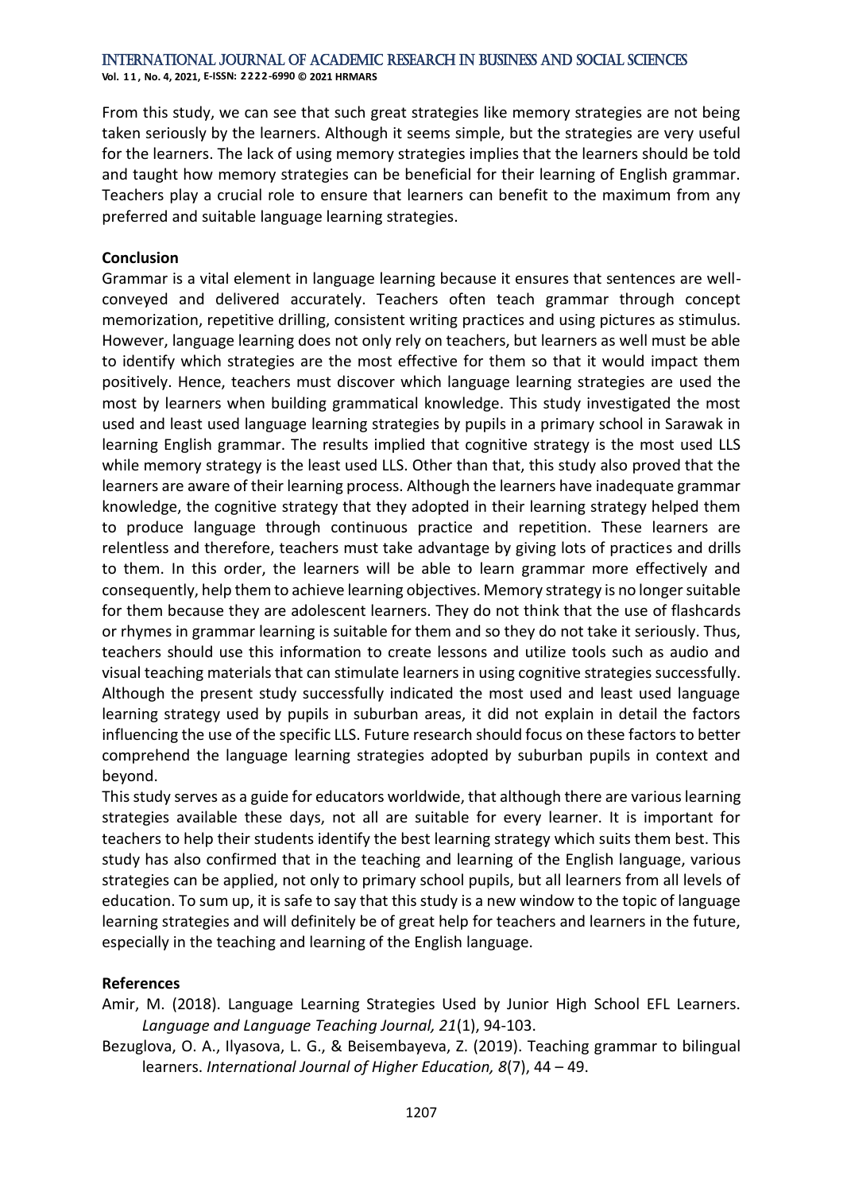From this study, we can see that such great strategies like memory strategies are not being taken seriously by the learners. Although it seems simple, but the strategies are very useful for the learners. The lack of using memory strategies implies that the learners should be told and taught how memory strategies can be beneficial for their learning of English grammar. Teachers play a crucial role to ensure that learners can benefit to the maximum from any preferred and suitable language learning strategies.

## Conclusion

Grammar is a vital element in language learning because it ensures that sentences are well-conveyed and delivered accurately. Teachers often teach grammar through concept memorization, repetitive drilling, consistent writing practices and using pictures as stimulus. However, language learning does not only rely on teachers, but learners as well must be able to identify which strategies are the most effective for them so that it would impact them positively. Hence, teachers must discover which language learning strategies are used the most by learners when building grammatical knowledge. This study investigated the most used and least used language learning strategies by pupils in a primary school in Sarawak in learning English grammar. The results implied that cognitive strategy is the most used LLS while memory strategy is the least used LLS. Other than that, this study also proved that the learners are aware of their learning process. Although the learners have inadequate grammar knowledge, the cognitive strategy that they adopted in their learning strategy helped them to produce language through continuous practice and repetition. These learners are relentless and therefore, teachers must take advantage by giving lots of practices and drills to them. In this order, the learners will be able to learn grammar more effectively and consequently, help them to achieve learning objectives. Memory strategy is no longer suitable for them because they are adolescent learners. They do not think that the use of flashcards or rhymes in grammar learning is suitable for them and so they do not take it seriously. Thus, teachers should use this information to create lessons and utilize tools such as audio and visual teaching materials that can stimulate learners in using cognitive strategies successfully. Although the present study successfully indicated the most used and least used language learning strategy used by pupils in suburban areas, it did not explain in detail the factors influencing the use of the specific LLS. Future research should focus on these factors to better comprehend the language learning strategies adopted by suburban pupils in context and beyond.

This study serves as a guide for educators worldwide, that although there are various learning strategies available these days, not all are suitable for every learner. It is important for teachers to help their students identify the best learning strategy which suits them best. This study has also confirmed that in the teaching and learning of the English language, various strategies can be applied, not only to primary school pupils, but all learners from all levels of education. To sum up, it is safe to say that this study is a new window to the topic of language learning strategies and will definitely be of great help for teachers and learners in the future, especially in the teaching and learning of the English language.

## References

Amir, M. (2018). Language Learning Strategies Used by Junior High School EFL Learners. *Language and Language Teaching Journal, 21*(1), 94-103.

Bezuglova, O. A., Ilyasova, L. G., & Beisembayeva, Z. (2019). Teaching grammar to bilingual learners. *International Journal of Higher Education, 8*(7), 44 – 49.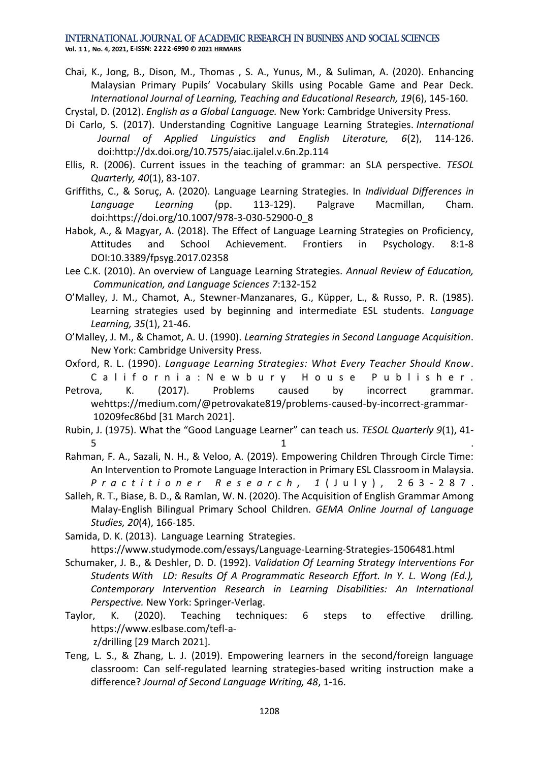Chai, K., Jong, B., Dison, M., Thomas , S. A., Yunus, M., & Suliman, A. (2020). Enhancing Malaysian Primary Pupils' Vocabulary Skills using Pocable Game and Pear Deck. *International Journal of Learning, Teaching and Educational Research, 19*(6), 145-160.

Crystal, D. (2012). *English as a Global Language.* New York: Cambridge University Press.

Di Carlo, S. (2017). Understanding Cognitive Language Learning Strategies. *International Journal of Applied Linguistics and English Literature, 6*(2), 114-126. doi:http://dx.doi.org/10.7575/aiac.ijalel.v.6n.2p.114

Ellis, R. (2006). Current issues in the teaching of grammar: an SLA perspective. *TESOL Quarterly, 40*(1), 83-107.

Griffiths, C., & Soruç, A. (2020). Language Learning Strategies. In *Individual Differences in Language Learning* (pp. 113-129). Palgrave Macmillan, Cham. doi:https://doi.org/10.1007/978-3-030-52900-0_8

Habok, A., & Magyar, A. (2018). The Effect of Language Learning Strategies on Proficiency, Attitudes and School Achievement. Frontiers in Psychology. 8:1-8 DOI:10.3389/fpsyg.2017.02358

Lee C.K. (2010). An overview of Language Learning Strategies. *Annual Review of Education, Communication, and Language Sciences 7*:132-152

O'Malley, J. M., Chamot, A., Stewner-Manzanares, G., Küpper, L., & Russo, P. R. (1985). Learning strategies used by beginning and intermediate ESL students. *Language Learning, 35*(1), 21-46.

O'Malley, J. M., & Chamot, A. U. (1990). *Learning Strategies in Second Language Acquisition*. New York: Cambridge University Press.

Oxford, R. L. (1990). *Language Learning Strategies: What Every Teacher Should Know*. California: Newbury House Publisher.

Petrova, K. (2017). Problems caused by incorrect grammar. wehttps://medium.com/@petrovakate819/problems-caused-by-incorrect-grammar-10209fec86bd [31 March 2021].

Rubin, J. (1975). What the "Good Language Learner" can teach us. *TESOL Quarterly 9*(1), 41-51.

Rahman, F. A., Sazali, N. H., & Veloo, A. (2019). Empowering Children Through Circle Time: An Intervention to Promote Language Interaction in Primary ESL Classroom in Malaysia. *Practitioner Research, 1* (July), 263-287.

Salleh, R. T., Biase, B. D., & Ramlan, W. N. (2020). The Acquisition of English Grammar Among Malay-English Bilingual Primary School Children. *GEMA Online Journal of Language Studies, 20*(4), 166-185.

Samida, D. K. (2013). Language Learning Strategies. https://www.studymode.com/essays/Language-Learning-Strategies-1506481.html

Schumaker, J. B., & Deshler, D. D. (1992). *Validation Of Learning Strategy Interventions For Students With LD: Results Of A Programmatic Research Effort. In Y. L. Wong (Ed.), Contemporary Intervention Research in Learning Disabilities: An International Perspective.* New York: Springer-Verlag.

Taylor, K. (2020). Teaching techniques: 6 steps to effective drilling. https://www.eslbase.com/tefl-a-z/drilling [29 March 2021].

Teng, L. S., & Zhang, L. J. (2019). Empowering learners in the second/foreign language classroom: Can self-regulated learning strategies-based writing instruction make a difference? *Journal of Second Language Writing, 48*, 1-16.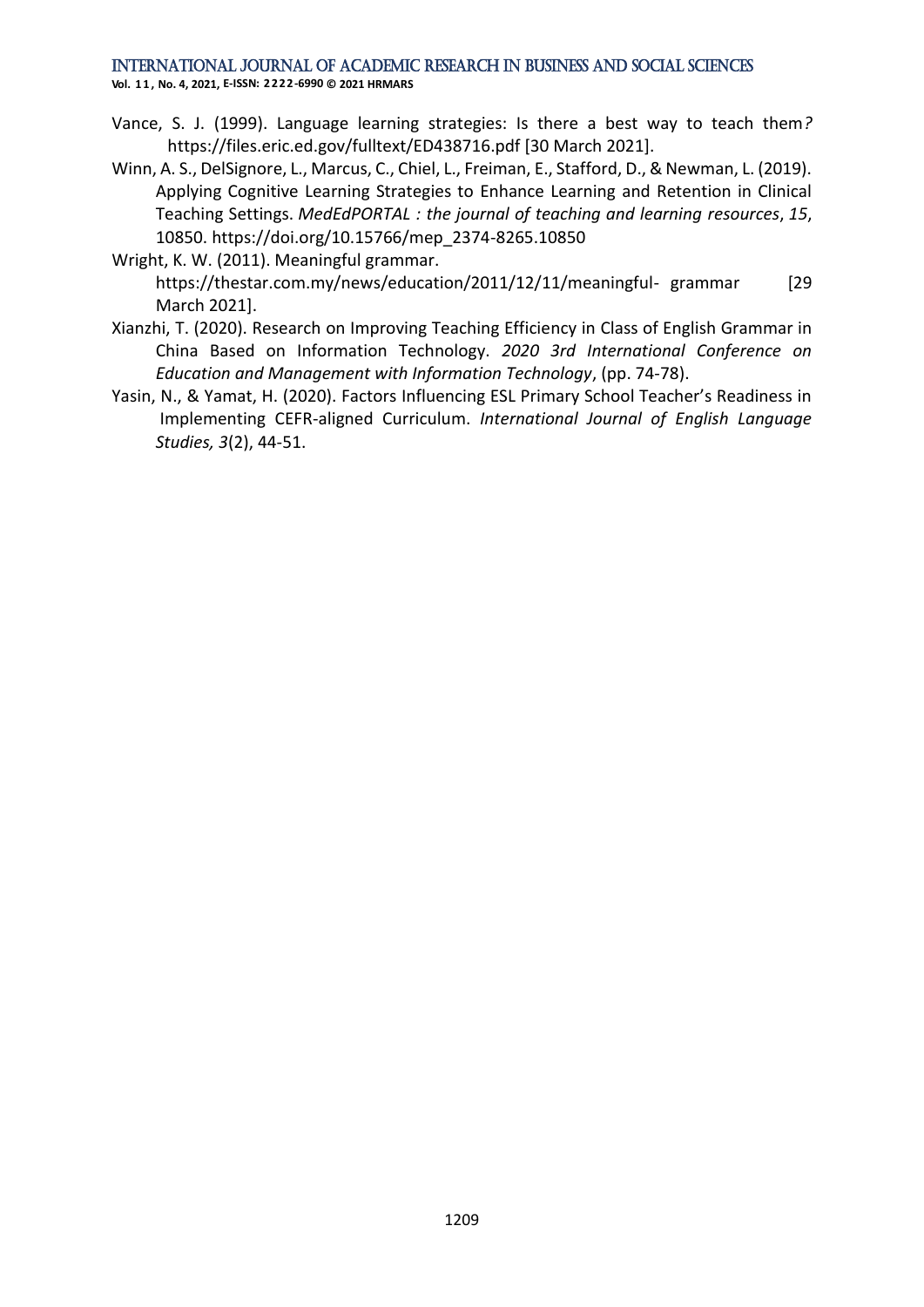Vance, S. J. (1999). Language learning strategies: Is there a best way to teach them*?* https://files.eric.ed.gov/fulltext/ED438716.pdf [30 March 2021].

Winn, A. S., DelSignore, L., Marcus, C., Chiel, L., Freiman, E., Stafford, D., & Newman, L. (2019). Applying Cognitive Learning Strategies to Enhance Learning and Retention in Clinical Teaching Settings. *MedEdPORTAL : the journal of teaching and learning resources*, *15*, 10850. https://doi.org/10.15766/mep_2374-8265.10850

Wright, K. W. (2011). Meaningful grammar. https://thestar.com.my/news/education/2011/12/11/meaningful- grammar [29 March 2021].

Xianzhi, T. (2020). Research on Improving Teaching Efficiency in Class of English Grammar in China Based on Information Technology. *2020 3rd International Conference on Education and Management with Information Technology*, (pp. 74-78).

Yasin, N., & Yamat, H. (2020). Factors Influencing ESL Primary School Teacher's Readiness in Implementing CEFR-aligned Curriculum. *International Journal of English Language Studies, 3*(2), 44-51.